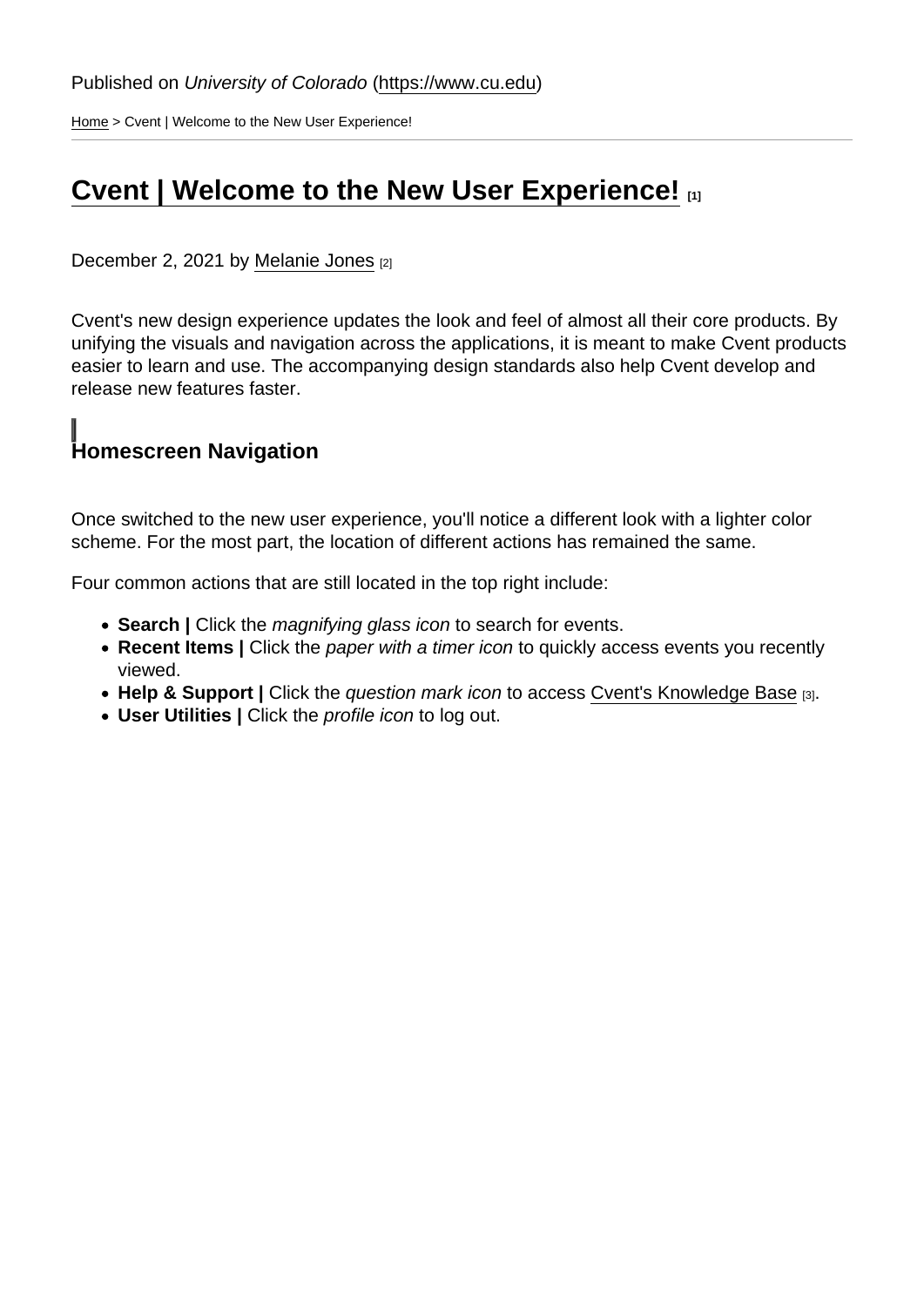Published on *University of Colorado* (https://www.cu.edu)

Home > Cvent | Welcome to the New User Experience!

# Cvent | Welcome to the New User Experience! [1]

December 2, 2021 by Melanie Jones [2]

Cvent's new design experience updates the look and feel of almost all their core products. By unifying the visuals and navigation across the applications, it is meant to make Cvent products easier to learn and use. The accompanying design standards also help Cvent develop and release new features faster.

## Homescreen Navigation

Once switched to the new user experience, you'll notice a different look with a lighter color scheme. For the most part, the location of different actions has remained the same.

Four common actions that are still located in the top right include:

- **Search |** Click the *magnifying glass icon* to search for events.
- **Recent Items |** Click the *paper with a timer icon* to quickly access events you recently viewed.
- **Help & Support |** Click the *question mark icon* to access Cvent's Knowledge Base [3].
- **User Utilities |** Click the *profile icon* to log out.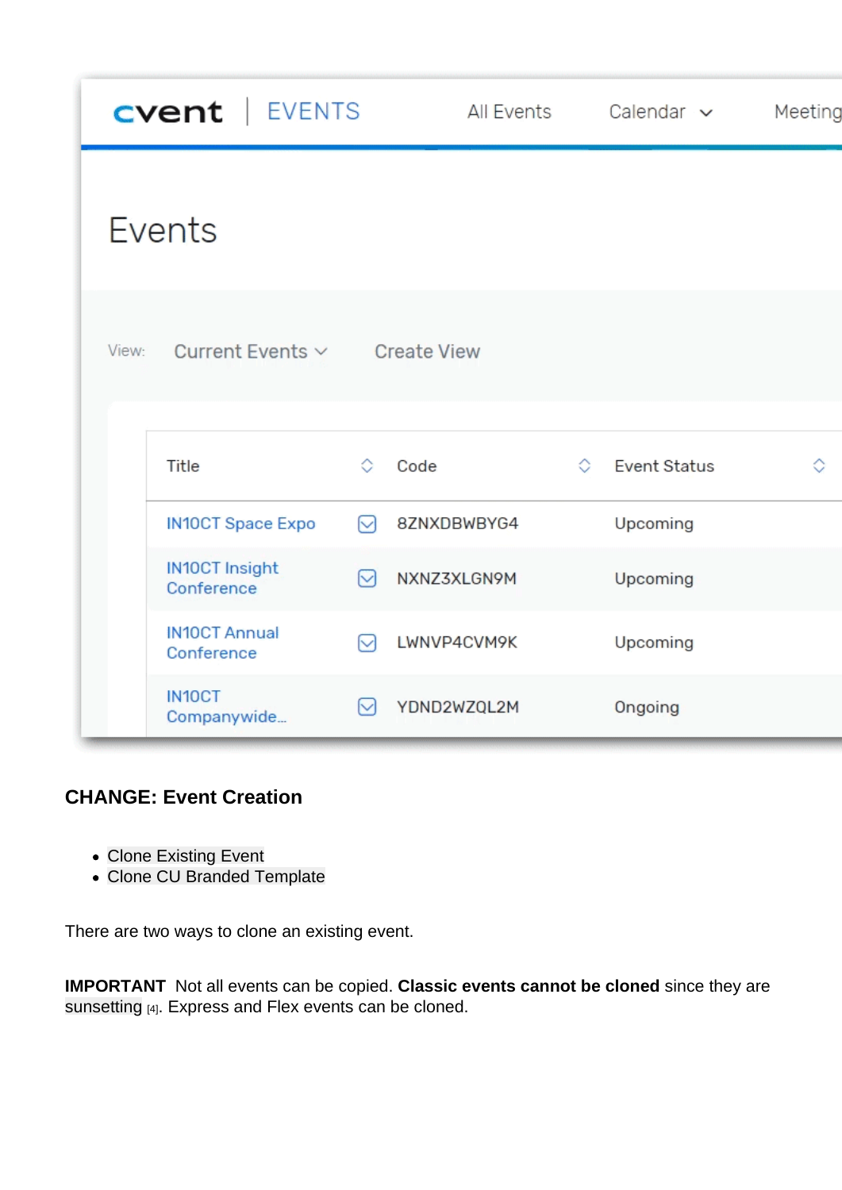## CHANGE: Event Creation

- Clone Existing Event
- Clone CU Branded Template

There are two ways to clone an existing event.

**IMPORTANT** Not all events can be copied. **Classic events cannot be cloned** since they are sunsetting [4]. Express and Flex events can be cloned.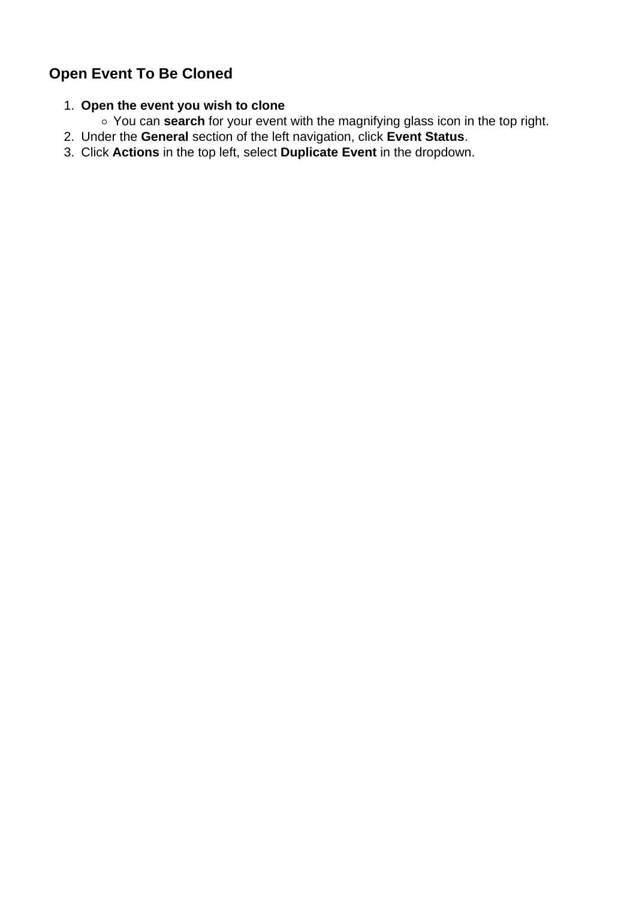## Open Event To Be Cloned

1. **Open the event you wish to clone**
   - You can **search** for your event with the magnifying glass icon in the top right.
2. Under the **General** section of the left navigation, click **Event Status**.
3. Click **Actions** in the top left, select **Duplicate Event** in the dropdown.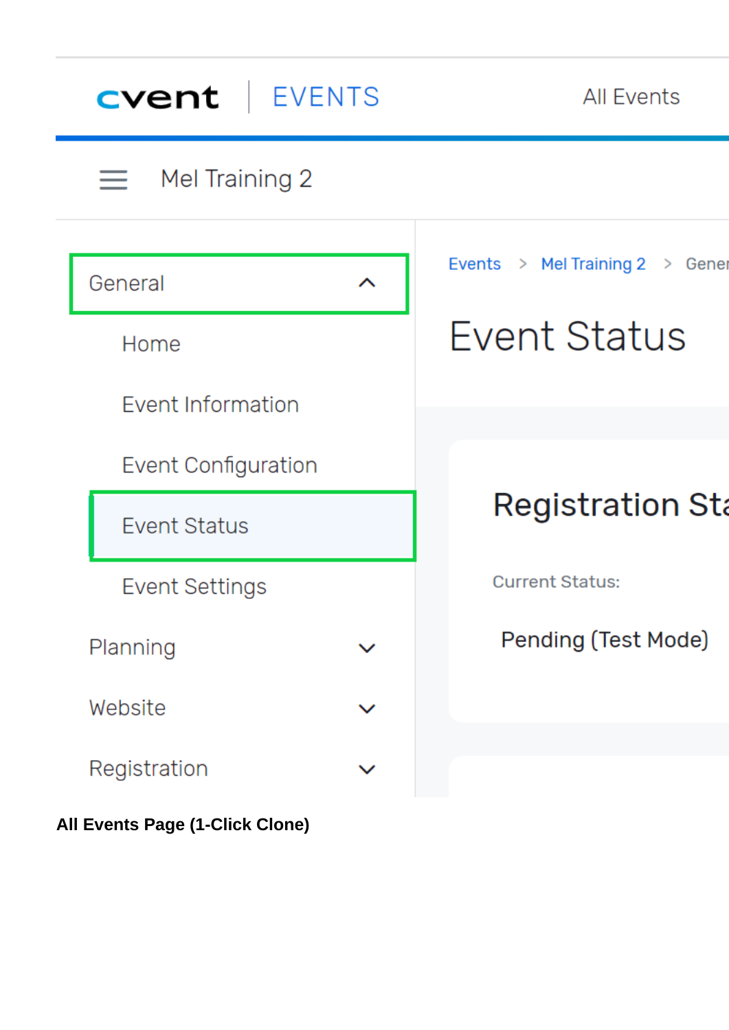cvent | EVENTS     All Events

Mel Training 2

- General
  - Home
  - Event Information
  - Event Configuration
  - Event Status
  - Event Settings
- Planning
- Website
- Registration

Events > Mel Training 2 > Gener

Event Status

Registration Sta

Current Status:

Pending (Test Mode)

**All Events Page (1-Click Clone)**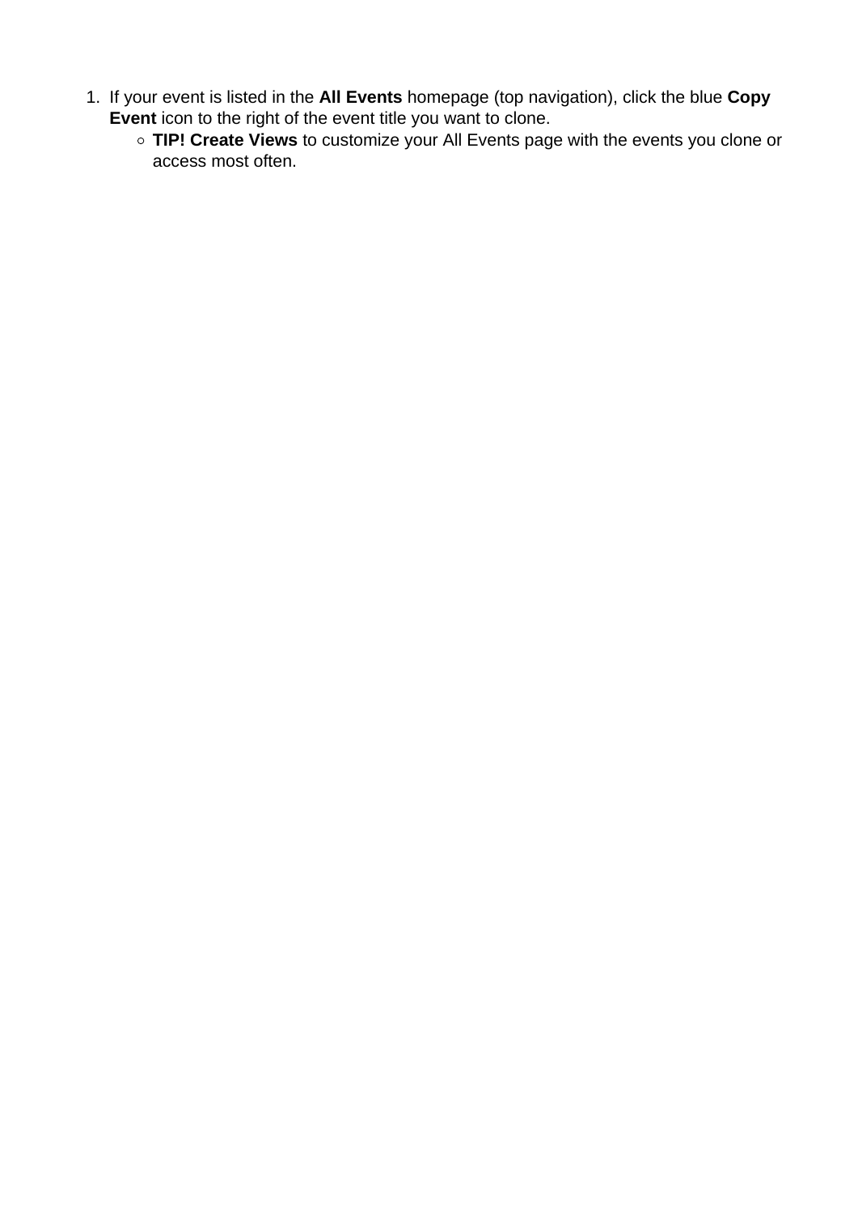1. If your event is listed in the **All Events** homepage (top navigation), click the blue **Copy Event** icon to the right of the event title you want to clone.
    - **TIP! Create Views** to customize your All Events page with the events you clone or access most often.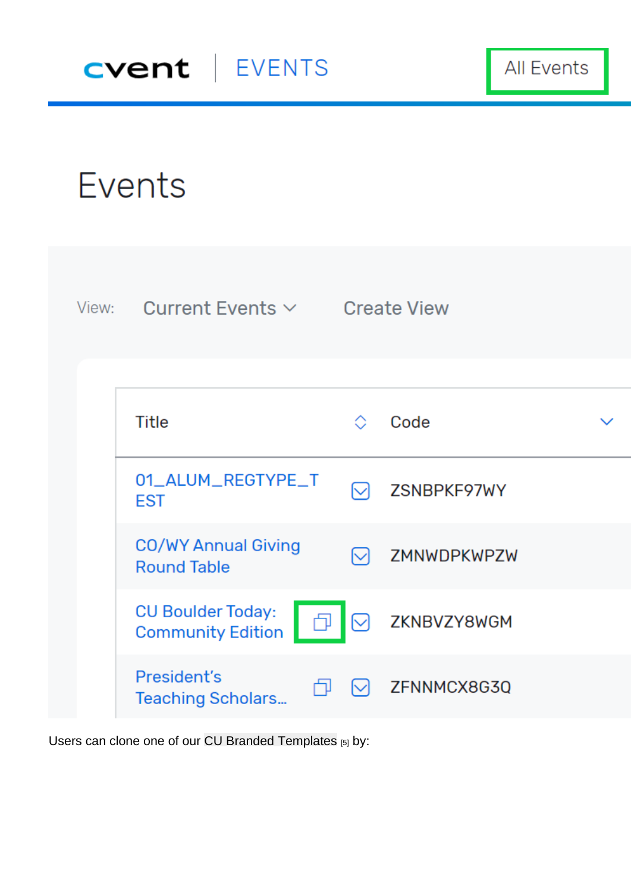Users can clone one of our CU Branded Templates [5] by: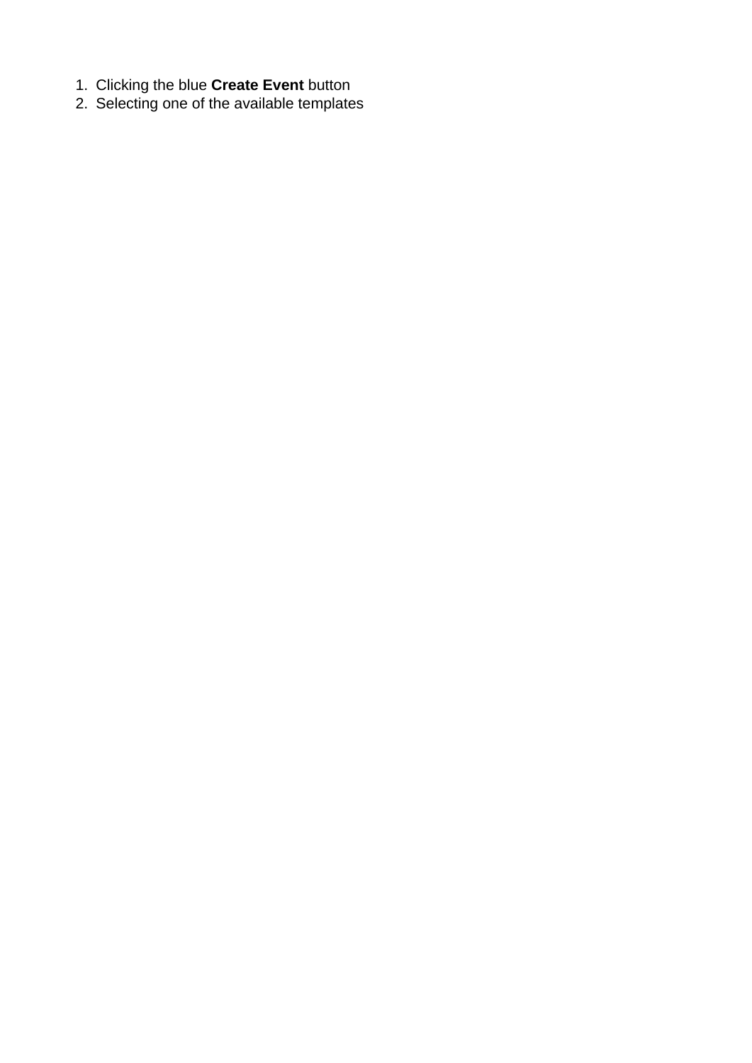1. Clicking the blue **Create Event** button
2. Selecting one of the available templates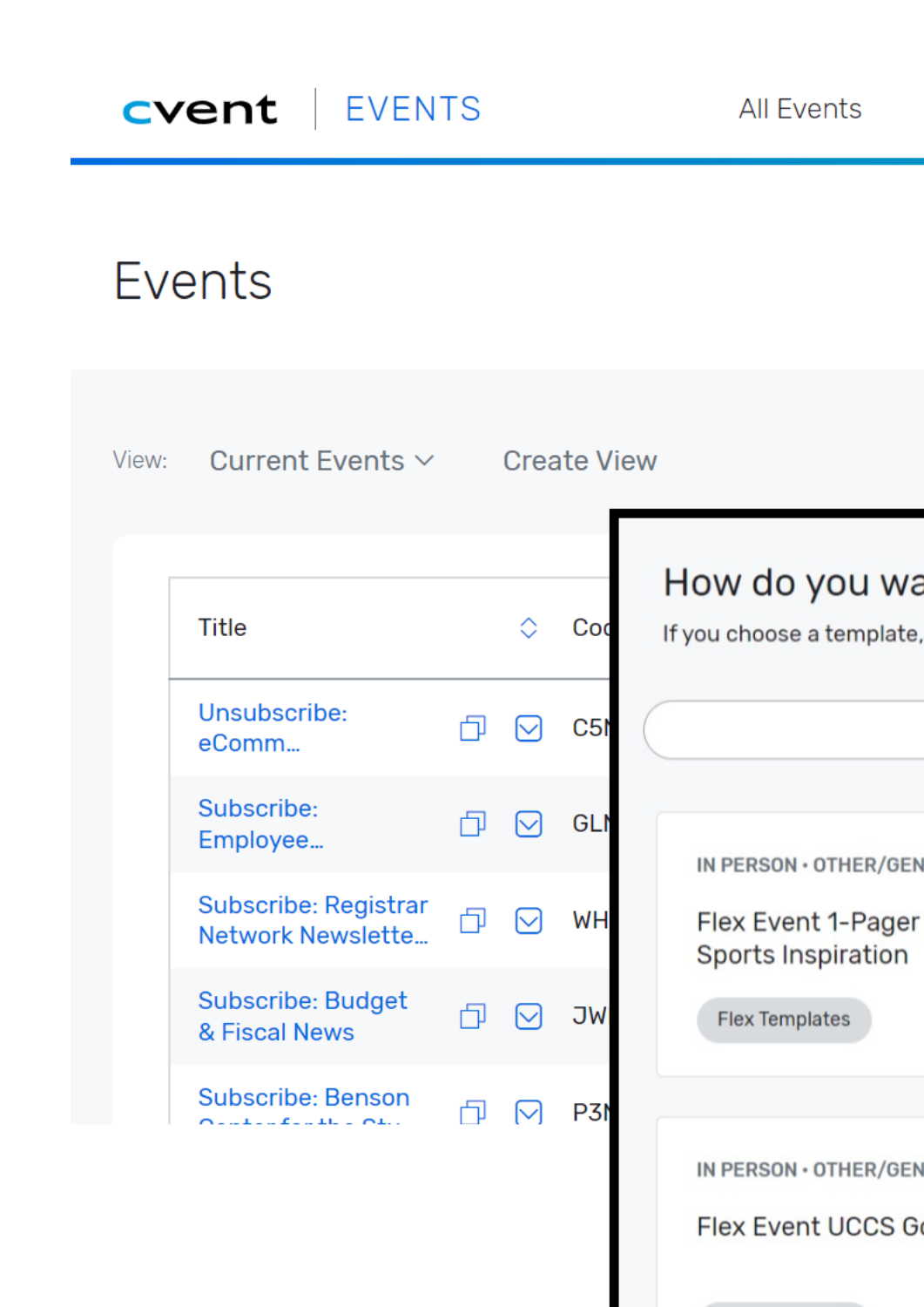cvent | EVENTS

All Events

# Events

View: Current Events ⌄ Create View

| Title | Co |
|---|---|
| Unsubscribe: eComm... | C5 |
| Subscribe: Employee... | GL |
| Subscribe: Registrar Network Newslette... | WH |
| Subscribe: Budget & Fiscal News | JW |
| Subscribe: Benson ... | P3 |

How do you wa

If you choose a template,

IN PERSON • OTHER/GEN

Flex Event 1-Pager Sports Inspiration

Flex Templates

IN PERSON • OTHER/GEN

Flex Event UCCS G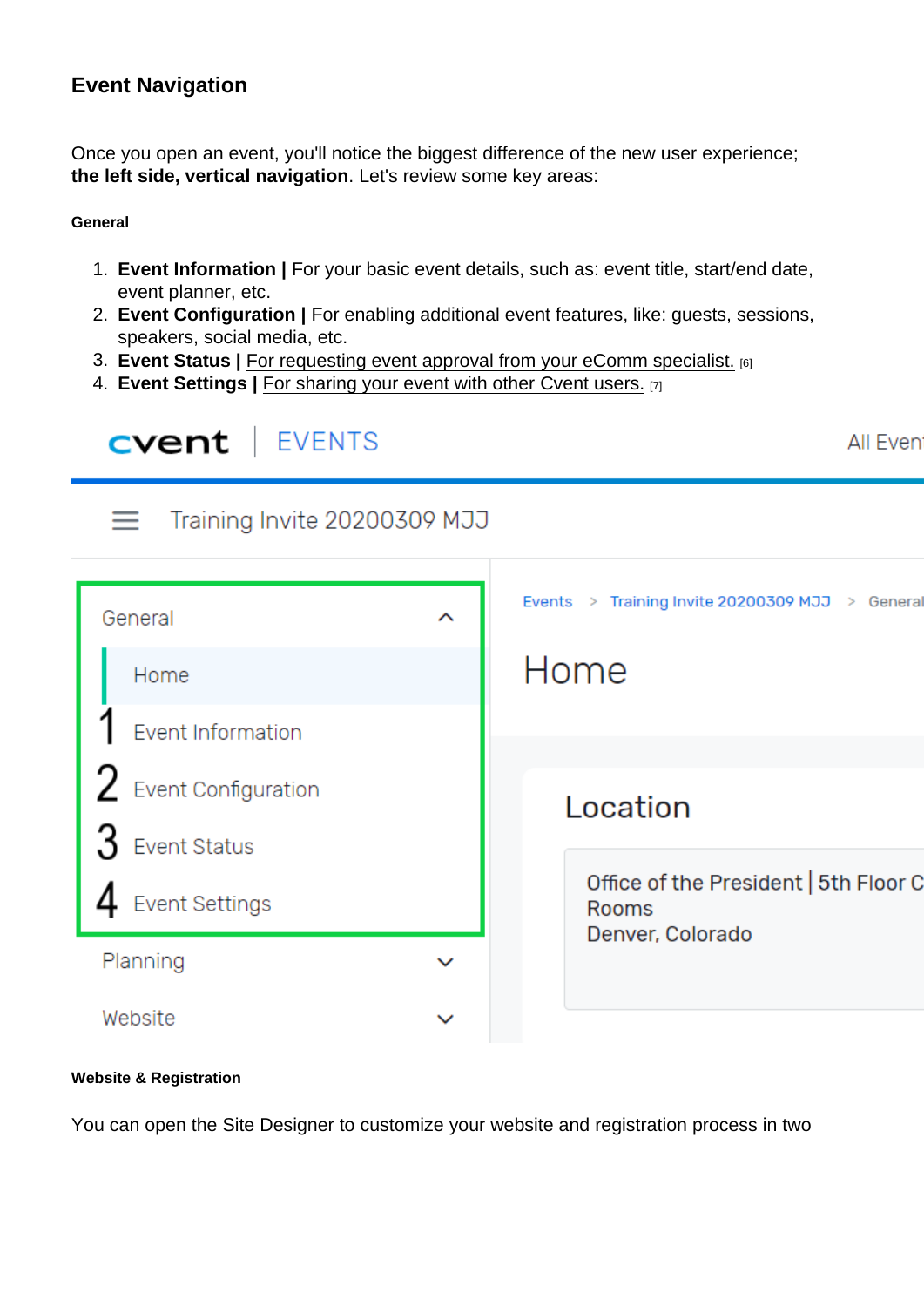## Event Navigation

Once you open an event, you'll notice the biggest difference of the new user experience; **the left side, vertical navigation**. Let's review some key areas:

#### General

1. **Event Information |** For your basic event details, such as: event title, start/end date, event planner, etc.
2. **Event Configuration |** For enabling additional event features, like: guests, sessions, speakers, social media, etc.
3. **Event Status |** For requesting event approval from your eComm specialist. [6]
4. **Event Settings |** For sharing your event with other Cvent users. [7]

#### Website & Registration

You can open the Site Designer to customize your website and registration process in two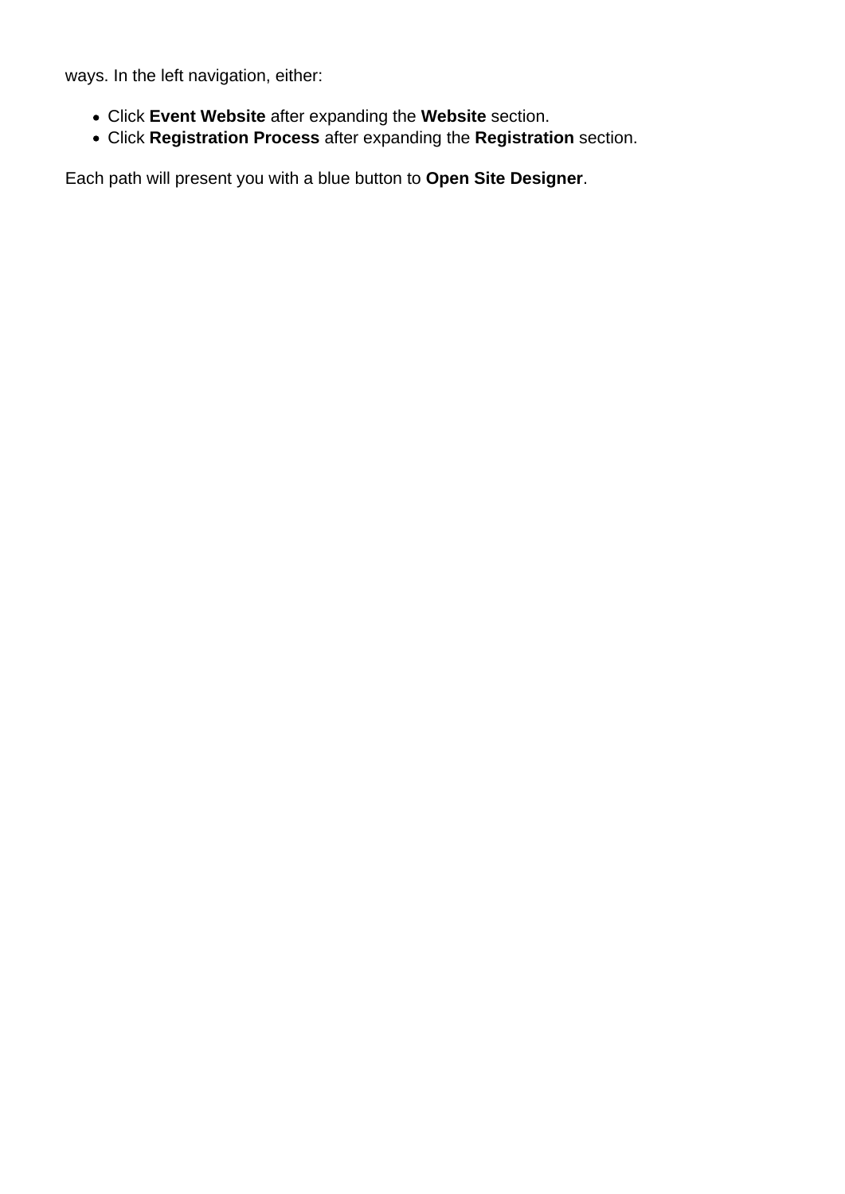ways. In the left navigation, either:

- Click **Event Website** after expanding the **Website** section.
- Click **Registration Process** after expanding the **Registration** section.

Each path will present you with a blue button to **Open Site Designer**.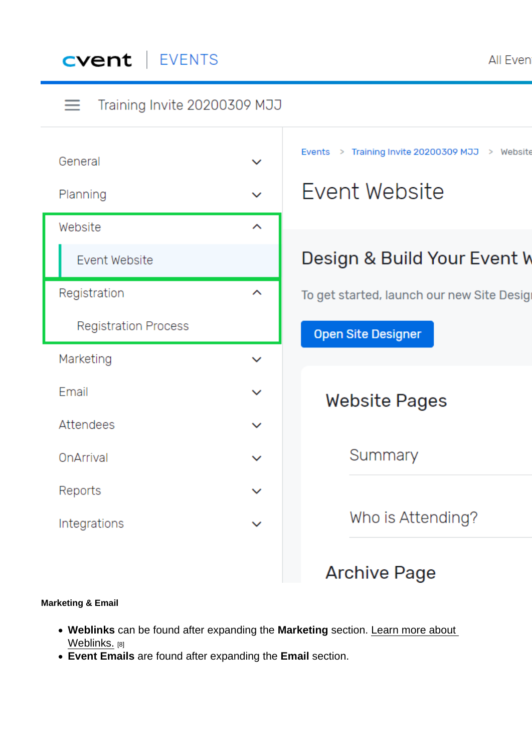**Marketing & Email**

- **Weblinks** can be found after expanding the **Marketing** section. Learn more about Weblinks. [8]
- **Event Emails** are found after expanding the **Email** section.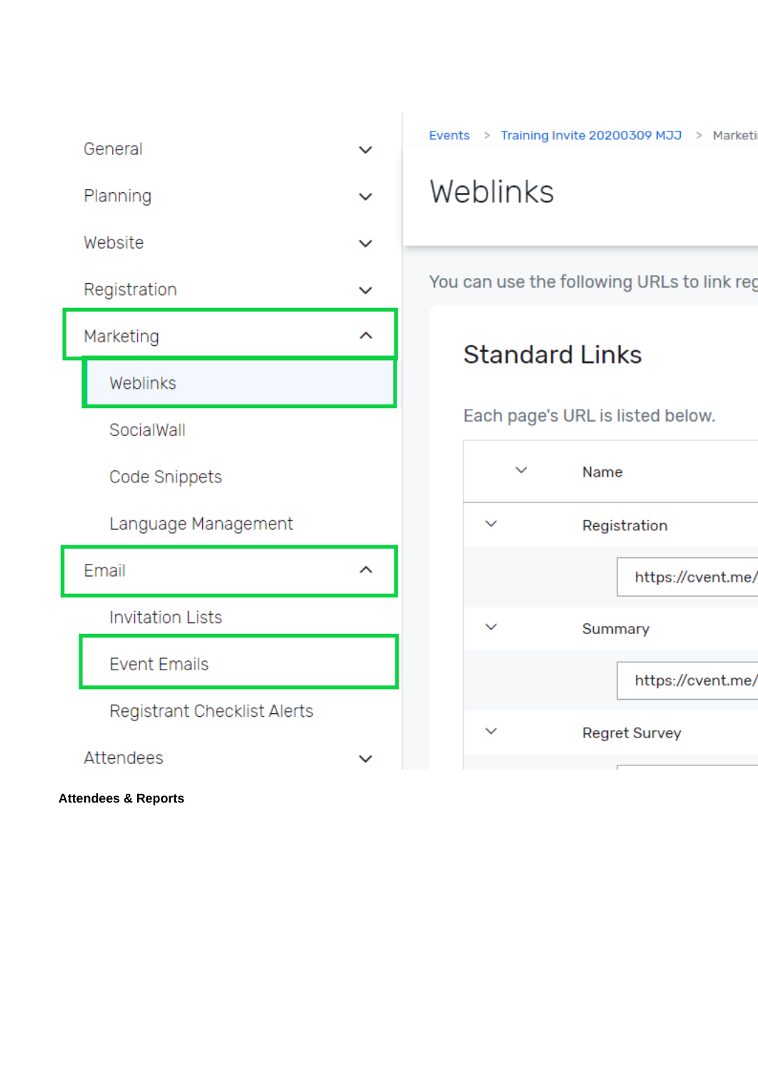General

Planning

Website

Registration

Marketing

Weblinks

SocialWall

Code Snippets

Language Management

Email

Invitation Lists

Event Emails

Registrant Checklist Alerts

Attendees

Events > Training Invite 20200309 MJJ > Marketi

# Weblinks

You can use the following URLs to link reg

## Standard Links

Each page's URL is listed below.

| | Name |
|---|---|
| | Registration |
| | https://cvent.me/ |
| | Summary |
| | https://cvent.me/ |
| | Regret Survey |

**Attendees & Reports**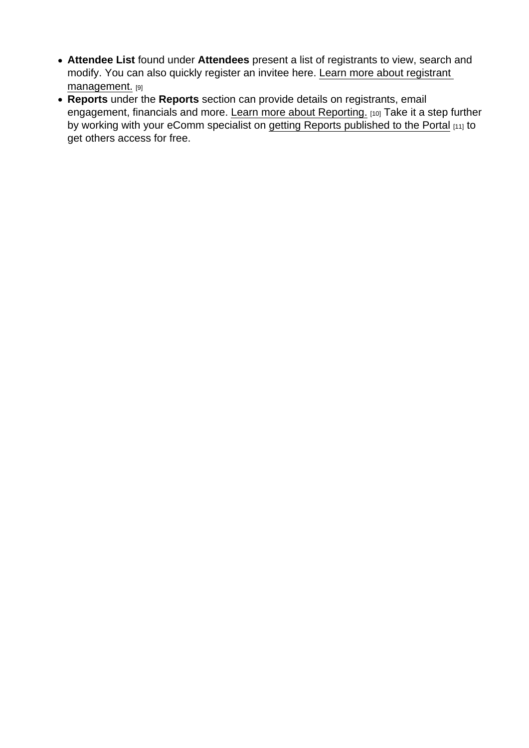- **Attendee List** found under **Attendees** present a list of registrants to view, search and modify. You can also quickly register an invitee here. Learn more about registrant management. [9]
- **Reports** under the **Reports** section can provide details on registrants, email engagement, financials and more. Learn more about Reporting. [10] Take it a step further by working with your eComm specialist on getting Reports published to the Portal [11] to get others access for free.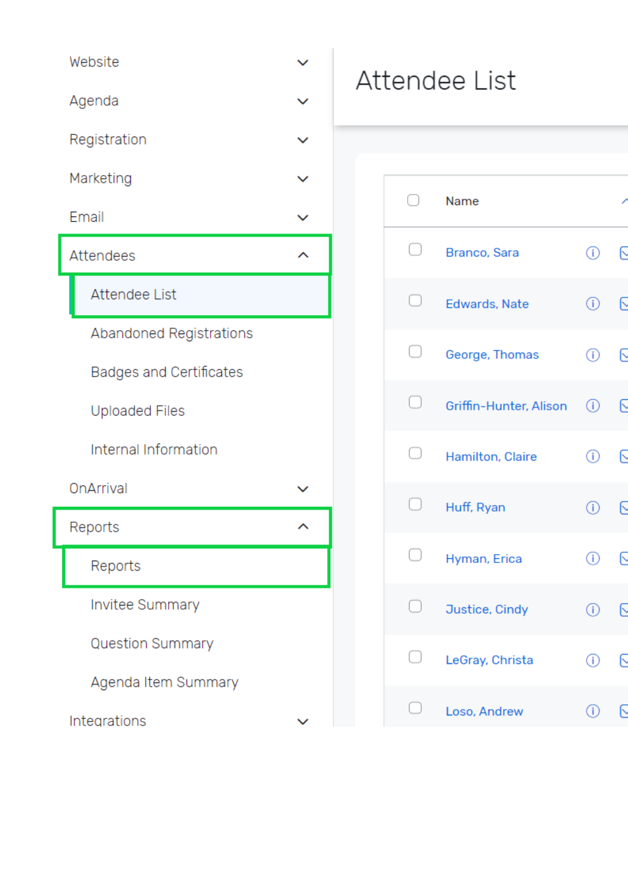- Website
- Agenda
- Registration
- Marketing
- Email
- Attendees
  - Attendee List
  - Abandoned Registrations
  - Badges and Certificates
  - Uploaded Files
  - Internal Information
- OnArrival
- Reports
  - Reports
  - Invitee Summary
  - Question Summary
  - Agenda Item Summary
- Integrations

# Attendee List

| | Name |
|---|---|
| ☐ | Branco, Sara |
| ☐ | Edwards, Nate |
| ☐ | George, Thomas |
| ☐ | Griffin-Hunter, Alison |
| ☐ | Hamilton, Claire |
| ☐ | Huff, Ryan |
| ☐ | Hyman, Erica |
| ☐ | Justice, Cindy |
| ☐ | LeGray, Christa |
| ☐ | Loso, Andrew |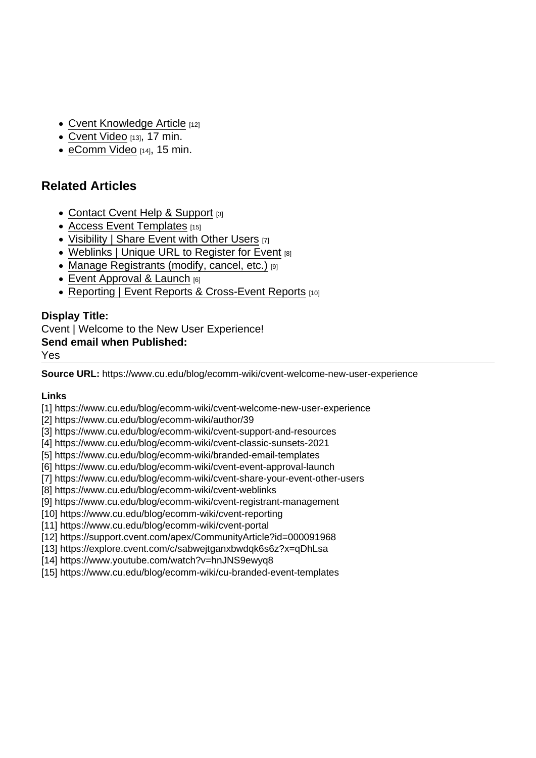- Cvent Knowledge Article [12]
- Cvent Video [13], 17 min.
- eComm Video [14], 15 min.

## Related Articles

- Contact Cvent Help & Support [3]
- Access Event Templates [15]
- Visibility | Share Event with Other Users [7]
- Weblinks | Unique URL to Register for Event [8]
- Manage Registrants (modify, cancel, etc.) [9]
- Event Approval & Launch [6]
- Reporting | Event Reports & Cross-Event Reports [10]

**Display Title:**
Cvent | Welcome to the New User Experience!
**Send email when Published:**
Yes

---

**Source URL:** https://www.cu.edu/blog/ecomm-wiki/cvent-welcome-new-user-experience

**Links**
[1] https://www.cu.edu/blog/ecomm-wiki/cvent-welcome-new-user-experience
[2] https://www.cu.edu/blog/ecomm-wiki/author/39
[3] https://www.cu.edu/blog/ecomm-wiki/cvent-support-and-resources
[4] https://www.cu.edu/blog/ecomm-wiki/cvent-classic-sunsets-2021
[5] https://www.cu.edu/blog/ecomm-wiki/branded-email-templates
[6] https://www.cu.edu/blog/ecomm-wiki/cvent-event-approval-launch
[7] https://www.cu.edu/blog/ecomm-wiki/cvent-share-your-event-other-users
[8] https://www.cu.edu/blog/ecomm-wiki/cvent-weblinks
[9] https://www.cu.edu/blog/ecomm-wiki/cvent-registrant-management
[10] https://www.cu.edu/blog/ecomm-wiki/cvent-reporting
[11] https://www.cu.edu/blog/ecomm-wiki/cvent-portal
[12] https://support.cvent.com/apex/CommunityArticle?id=000091968
[13] https://explore.cvent.com/c/sabwejtganxbwdqk6s6z?x=qDhLsa
[14] https://www.youtube.com/watch?v=hnJNS9ewyq8
[15] https://www.cu.edu/blog/ecomm-wiki/cu-branded-event-templates